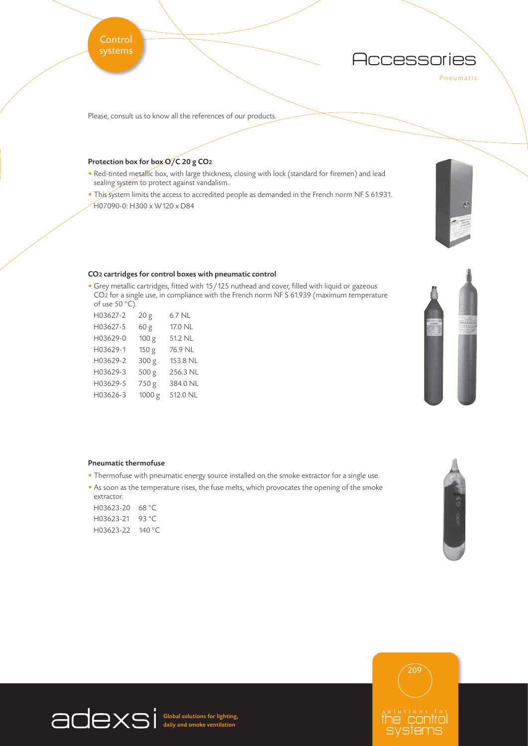# Accessories

Pneumatic

Please, consult us to know all the references of our products.

### Protection box for box O/C 20 g $CO_2$

- Red-tinted metallic box, with large thickness, closing with lock (standard for firemen) and lead sealing system to protect against vandalism.
- This system limits the access to accredited people as demanded in the French norm NF S 61.931.

H07090-0: H300 x W120 x D84

### $CO_2$ cartridges for control boxes with pneumatic control

- Grey metallic cartridges, fitted with 15/125 nuthead and cover, filled with liquid or gazeous $CO_2$ for a single use, in compliance with the French norm NF S 61.939 (maximum temperature of use 50 °C).

| | | |
|---|---|---|
| H03627-2 | 20 g | 6.7 NL |
| H03627-5 | 60 g | 17.0 NL |
| H03629-0 | 100 g | 51.2 NL |
| H03629-1 | 150 g | 76.9 NL |
| H03629-2 | 300 g | 153.8 NL |
| H03629-3 | 500 g | 256.3 NL |
| H03629-5 | 750 g | 384.0 NL |
| H03626-3 | 1000 g | 512.0 NL |

### Pneumatic thermofuse

- Thermofuse with pneumatic energy source installed on the smoke extractor for a single use.
- As soon as the temperature rises, the fuse melts, which provocates the opening of the smoke extractor.

| | |
|---|---|
| H03623-20 | 68 °C |
| H03623-21 | 93 °C |
| H03623-22 | 140 °C |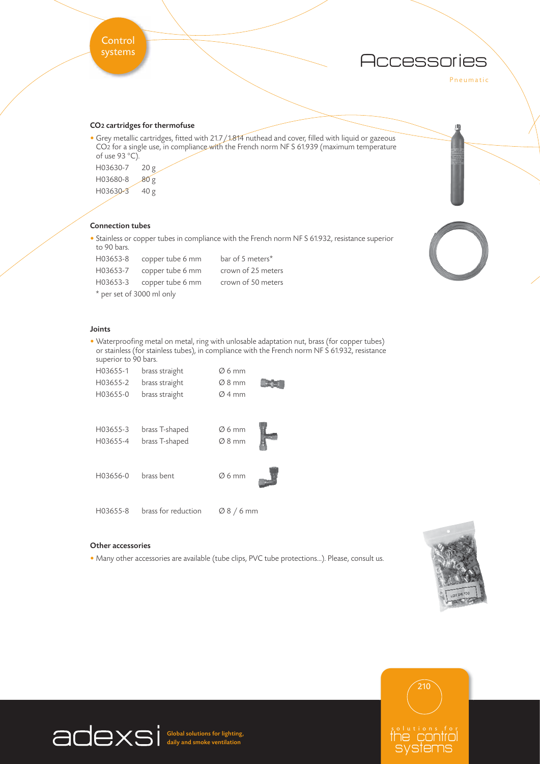# Accessories

Pneumatic

### $CO_2$ cartridges for thermofuse

- Grey metallic cartridges, fitted with 21.7/1.814 nuthead and cover, filled with liquid or gazeous $CO_2$ for a single use, in compliance with the French norm NF S 61.939 (maximum temperature of use 93 °C).

| | |
|---|---|
| H03630-7 | 20 g |
| H03680-8 | 80 g |
| H03630-3 | 40 g |

### Connection tubes

- Stainless or copper tubes in compliance with the French norm NF S 61.932, resistance superior to 90 bars.

| | | |
|---|---|---|
| H03653-8 | copper tube 6 mm | bar of 5 meters* |
| H03653-7 | copper tube 6 mm | crown of 25 meters |
| H03653-3 | copper tube 6 mm | crown of 50 meters |

* per set of 3000 ml only

### Joints

- Waterproofing metal on metal, ring with unlosable adaptation nut, brass (for copper tubes) or stainless (for stainless tubes), in compliance with the French norm NF S 61.932, resistance superior to 90 bars.

| | | |
|---|---|---|
| H03655-1 | brass straight | Ø 6 mm |
| H03655-2 | brass straight | Ø 8 mm |
| H03655-0 | brass straight | Ø 4 mm |
| H03655-3 | brass T-shaped | Ø 6 mm |
| H03655-4 | brass T-shaped | Ø 8 mm |
| H03656-0 | brass bent | Ø 6 mm |
| H03655-8 | brass for reduction | Ø 8 / 6 mm |

### Other accessories

- Many other accessories are available (tube clips, PVC tube protections...). Please, consult us.